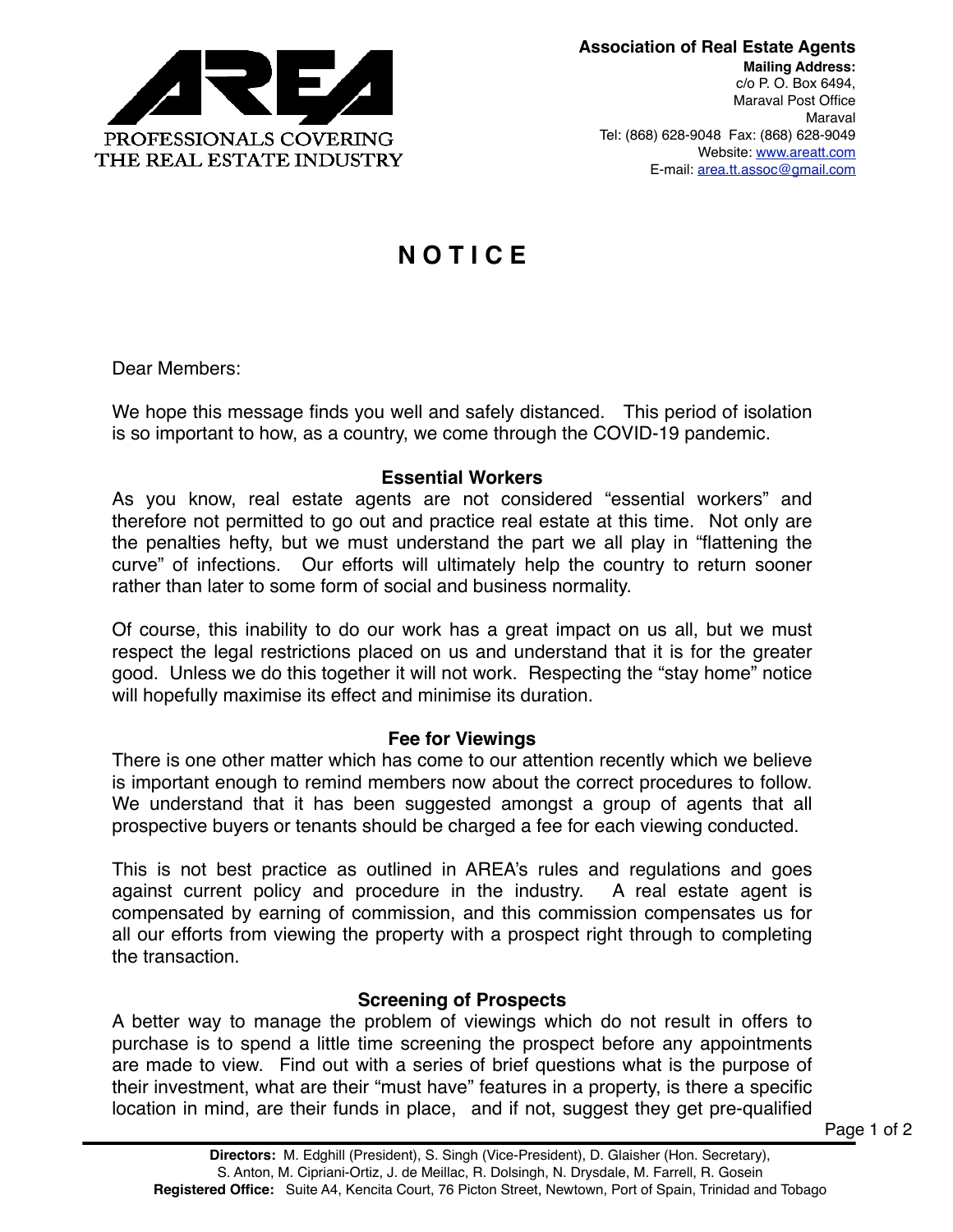PROFESSIONALS COVERING THE REAL ESTATE INDUSTRY

**Association of Real Estate Agents**
**Mailing Address:**
c/o P. O. Box 6494,
Maraval Post Office
Maraval
Tel: (868) 628-9048  Fax: (868) 628-9049
Website: www.areatt.com
E-mail: area.tt.assoc@gmail.com

# N O T I C E

Dear Members:

We hope this message finds you well and safely distanced.  This period of isolation is so important to how, as a country, we come through the COVID-19 pandemic.

## Essential Workers

As you know, real estate agents are not considered "essential workers" and therefore not permitted to go out and practice real estate at this time.  Not only are the penalties hefty, but we must understand the part we all play in "flattening the curve" of infections.  Our efforts will ultimately help the country to return sooner rather than later to some form of social and business normality.

Of course, this inability to do our work has a great impact on us all, but we must respect the legal restrictions placed on us and understand that it is for the greater good.  Unless we do this together it will not work.  Respecting the "stay home" notice will hopefully maximise its effect and minimise its duration.

## Fee for Viewings

There is one other matter which has come to our attention recently which we believe is important enough to remind members now about the correct procedures to follow.  We understand that it has been suggested amongst a group of agents that all prospective buyers or tenants should be charged a fee for each viewing conducted.

This is not best practice as outlined in AREA's rules and regulations and goes against current policy and procedure in the industry.  A real estate agent is compensated by earning of commission, and this commission compensates us for all our efforts from viewing the property with a prospect right through to completing the transaction.

## Screening of Prospects

A better way to manage the problem of viewings which do not result in offers to purchase is to spend a little time screening the prospect before any appointments are made to view.  Find out with a series of brief questions what is the purpose of their investment, what are their "must have" features in a property, is there a specific location in mind, are their funds in place,  and if not, suggest they get pre-qualified

**Directors:** M. Edghill (President), S. Singh (Vice-President), D. Glaisher (Hon. Secretary), S. Anton, M. Cipriani-Ortiz, J. de Meillac, R. Dolsingh, N. Drysdale, M. Farrell, R. Gosein
**Registered Office:** Suite A4, Kencita Court, 76 Picton Street, Newtown, Port of Spain, Trinidad and Tobago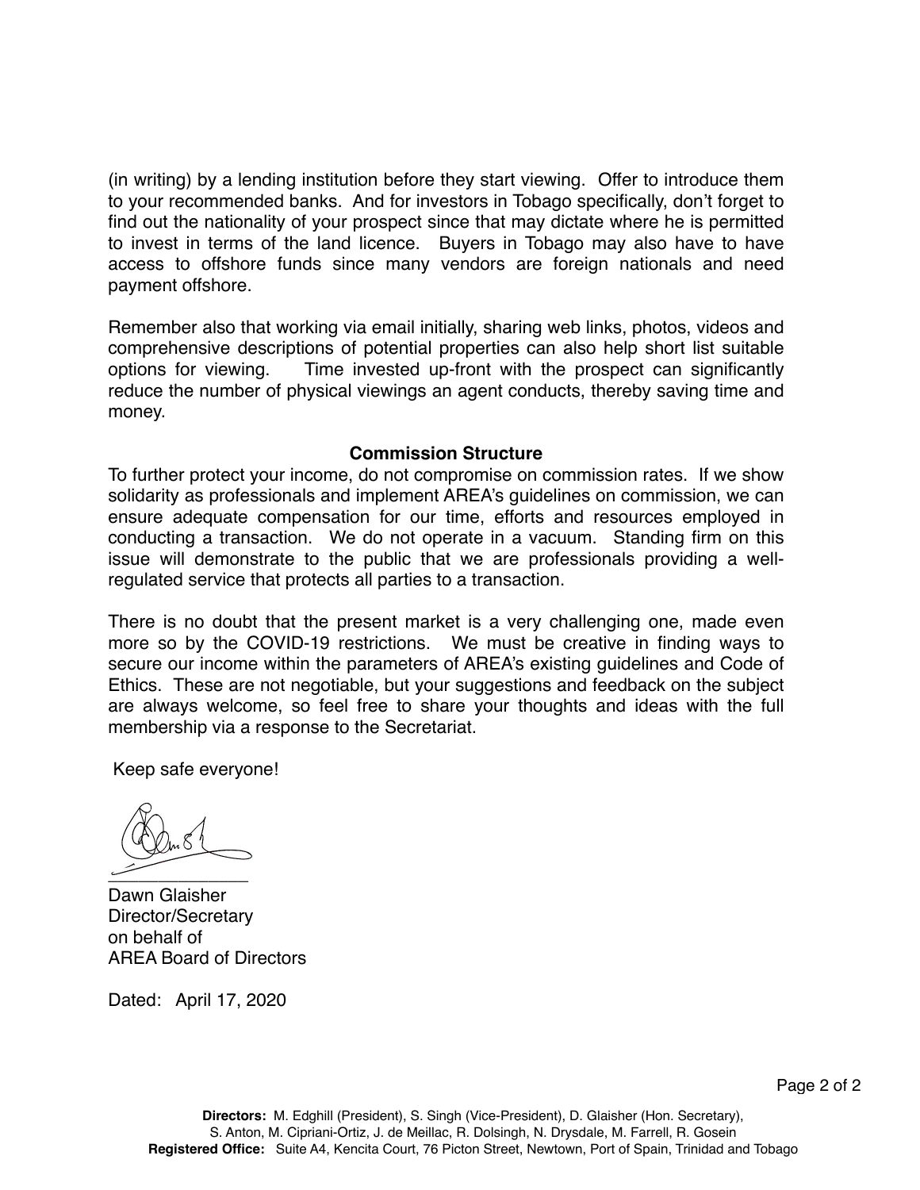(in writing) by a lending institution before they start viewing. Offer to introduce them to your recommended banks. And for investors in Tobago specifically, don't forget to find out the nationality of your prospect since that may dictate where he is permitted to invest in terms of the land licence. Buyers in Tobago may also have to have access to offshore funds since many vendors are foreign nationals and need payment offshore.

Remember also that working via email initially, sharing web links, photos, videos and comprehensive descriptions of potential properties can also help short list suitable options for viewing. Time invested up-front with the prospect can significantly reduce the number of physical viewings an agent conducts, thereby saving time and money.

**Commission Structure**

To further protect your income, do not compromise on commission rates. If we show solidarity as professionals and implement AREA's guidelines on commission, we can ensure adequate compensation for our time, efforts and resources employed in conducting a transaction. We do not operate in a vacuum. Standing firm on this issue will demonstrate to the public that we are professionals providing a well-regulated service that protects all parties to a transaction.

There is no doubt that the present market is a very challenging one, made even more so by the COVID-19 restrictions. We must be creative in finding ways to secure our income within the parameters of AREA's existing guidelines and Code of Ethics. These are not negotiable, but your suggestions and feedback on the subject are always welcome, so feel free to share your thoughts and ideas with the full membership via a response to the Secretariat.

Keep safe everyone!

Dawn Glaisher
Director/Secretary
on behalf of
AREA Board of Directors

Dated: April 17, 2020

**Directors:** M. Edghill (President), S. Singh (Vice-President), D. Glaisher (Hon. Secretary), S. Anton, M. Cipriani-Ortiz, J. de Meillac, R. Dolsingh, N. Drysdale, M. Farrell, R. Gosein
**Registered Office:** Suite A4, Kencita Court, 76 Picton Street, Newtown, Port of Spain, Trinidad and Tobago